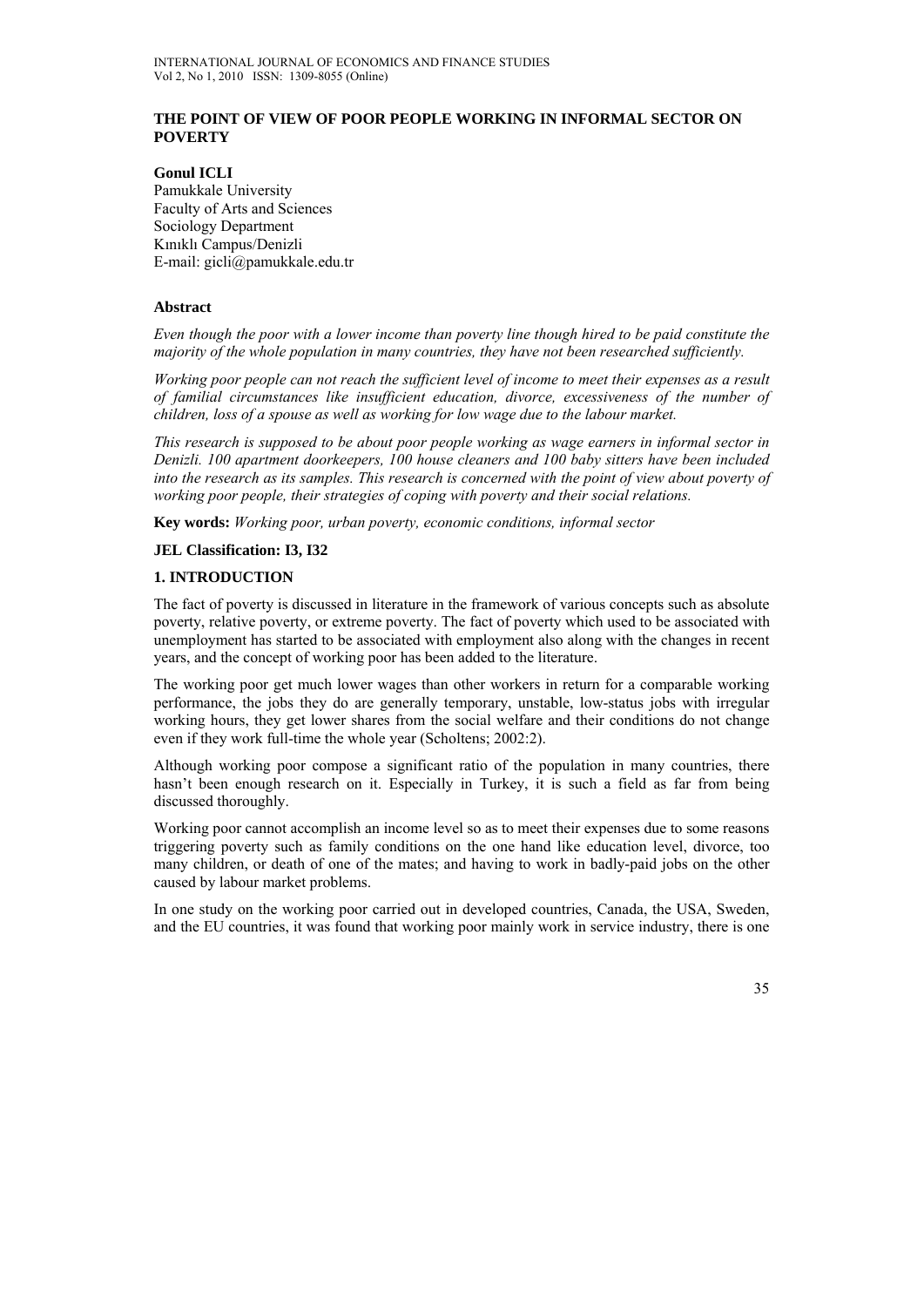# THE POINT OF VIEW OF POOR PEOPLE WORKING IN INFORMAL SECTOR ON POVERTY

**Gonul ICLI**
Pamukkale University
Faculty of Arts and Sciences
Sociology Department
Kınıklı Campus/Denizli
E-mail: gicli@pamukkale.edu.tr

## Abstract

*Even though the poor with a lower income than poverty line though hired to be paid constitute the majority of the whole population in many countries, they have not been researched sufficiently.*

*Working poor people can not reach the sufficient level of income to meet their expenses as a result of familial circumstances like insufficient education, divorce, excessiveness of the number of children, loss of a spouse as well as working for low wage due to the labour market.*

*This research is supposed to be about poor people working as wage earners in informal sector in Denizli. 100 apartment doorkeepers, 100 house cleaners and 100 baby sitters have been included into the research as its samples. This research is concerned with the point of view about poverty of working poor people, their strategies of coping with poverty and their social relations.*

**Key words:** *Working poor, urban poverty, economic conditions, informal sector*

**JEL Classification: I3, I32**

## 1. INTRODUCTION

The fact of poverty is discussed in literature in the framework of various concepts such as absolute poverty, relative poverty, or extreme poverty. The fact of poverty which used to be associated with unemployment has started to be associated with employment also along with the changes in recent years, and the concept of working poor has been added to the literature.

The working poor get much lower wages than other workers in return for a comparable working performance, the jobs they do are generally temporary, unstable, low-status jobs with irregular working hours, they get lower shares from the social welfare and their conditions do not change even if they work full-time the whole year (Scholtens; 2002:2).

Although working poor compose a significant ratio of the population in many countries, there hasn't been enough research on it. Especially in Turkey, it is such a field as far from being discussed thoroughly.

Working poor cannot accomplish an income level so as to meet their expenses due to some reasons triggering poverty such as family conditions on the one hand like education level, divorce, too many children, or death of one of the mates; and having to work in badly-paid jobs on the other caused by labour market problems.

In one study on the working poor carried out in developed countries, Canada, the USA, Sweden, and the EU countries, it was found that working poor mainly work in service industry, there is one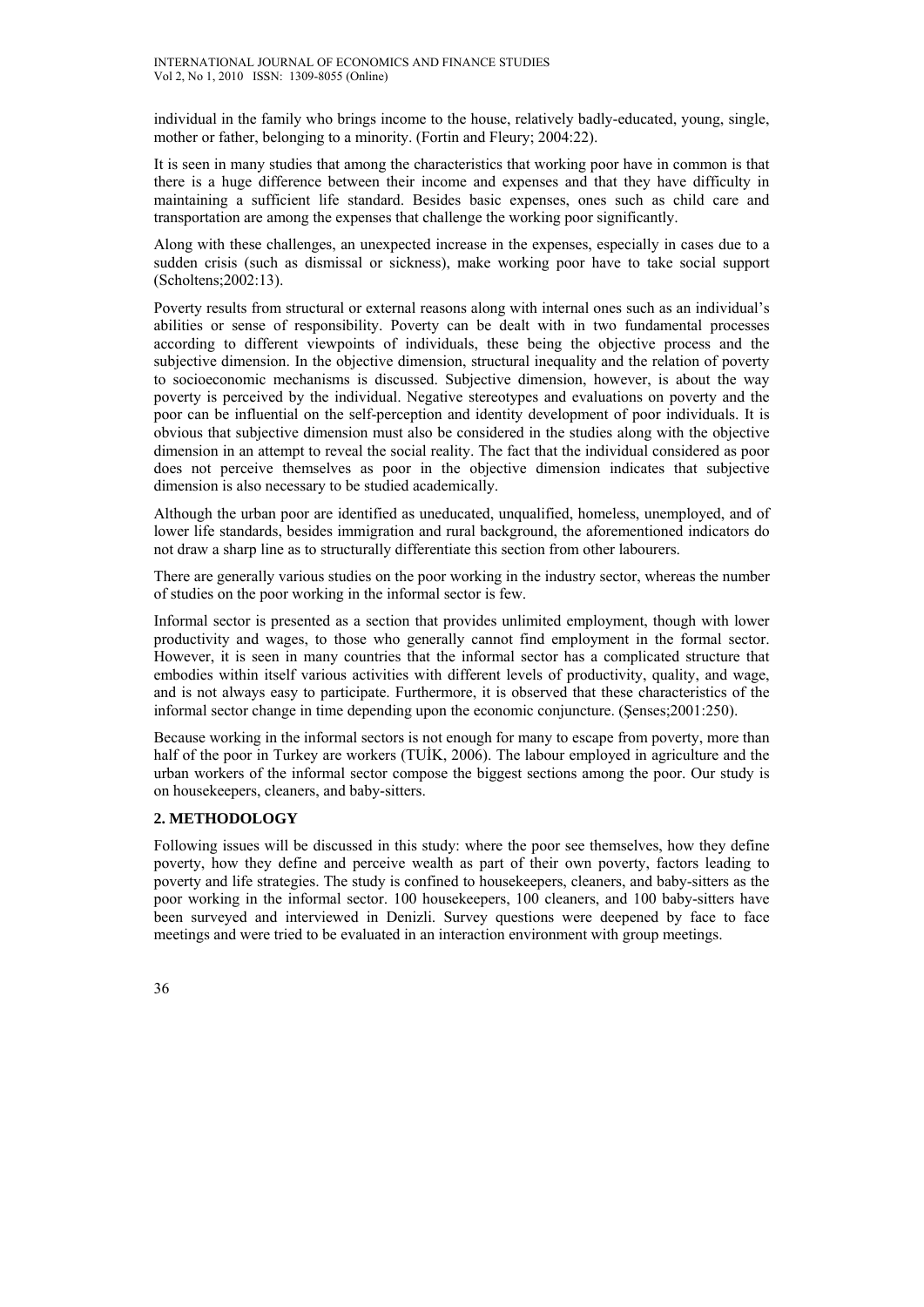individual in the family who brings income to the house, relatively badly-educated, young, single, mother or father, belonging to a minority. (Fortin and Fleury; 2004:22).

It is seen in many studies that among the characteristics that working poor have in common is that there is a huge difference between their income and expenses and that they have difficulty in maintaining a sufficient life standard. Besides basic expenses, ones such as child care and transportation are among the expenses that challenge the working poor significantly.

Along with these challenges, an unexpected increase in the expenses, especially in cases due to a sudden crisis (such as dismissal or sickness), make working poor have to take social support (Scholtens;2002:13).

Poverty results from structural or external reasons along with internal ones such as an individual's abilities or sense of responsibility. Poverty can be dealt with in two fundamental processes according to different viewpoints of individuals, these being the objective process and the subjective dimension. In the objective dimension, structural inequality and the relation of poverty to socioeconomic mechanisms is discussed. Subjective dimension, however, is about the way poverty is perceived by the individual. Negative stereotypes and evaluations on poverty and the poor can be influential on the self-perception and identity development of poor individuals. It is obvious that subjective dimension must also be considered in the studies along with the objective dimension in an attempt to reveal the social reality. The fact that the individual considered as poor does not perceive themselves as poor in the objective dimension indicates that subjective dimension is also necessary to be studied academically.

Although the urban poor are identified as uneducated, unqualified, homeless, unemployed, and of lower life standards, besides immigration and rural background, the aforementioned indicators do not draw a sharp line as to structurally differentiate this section from other labourers.

There are generally various studies on the poor working in the industry sector, whereas the number of studies on the poor working in the informal sector is few.

Informal sector is presented as a section that provides unlimited employment, though with lower productivity and wages, to those who generally cannot find employment in the formal sector. However, it is seen in many countries that the informal sector has a complicated structure that embodies within itself various activities with different levels of productivity, quality, and wage, and is not always easy to participate. Furthermore, it is observed that these characteristics of the informal sector change in time depending upon the economic conjuncture. (Şenses;2001:250).

Because working in the informal sectors is not enough for many to escape from poverty, more than half of the poor in Turkey are workers (TUİK, 2006). The labour employed in agriculture and the urban workers of the informal sector compose the biggest sections among the poor. Our study is on housekeepers, cleaners, and baby-sitters.

## 2. METHODOLOGY

Following issues will be discussed in this study: where the poor see themselves, how they define poverty, how they define and perceive wealth as part of their own poverty, factors leading to poverty and life strategies. The study is confined to housekeepers, cleaners, and baby-sitters as the poor working in the informal sector. 100 housekeepers, 100 cleaners, and 100 baby-sitters have been surveyed and interviewed in Denizli. Survey questions were deepened by face to face meetings and were tried to be evaluated in an interaction environment with group meetings.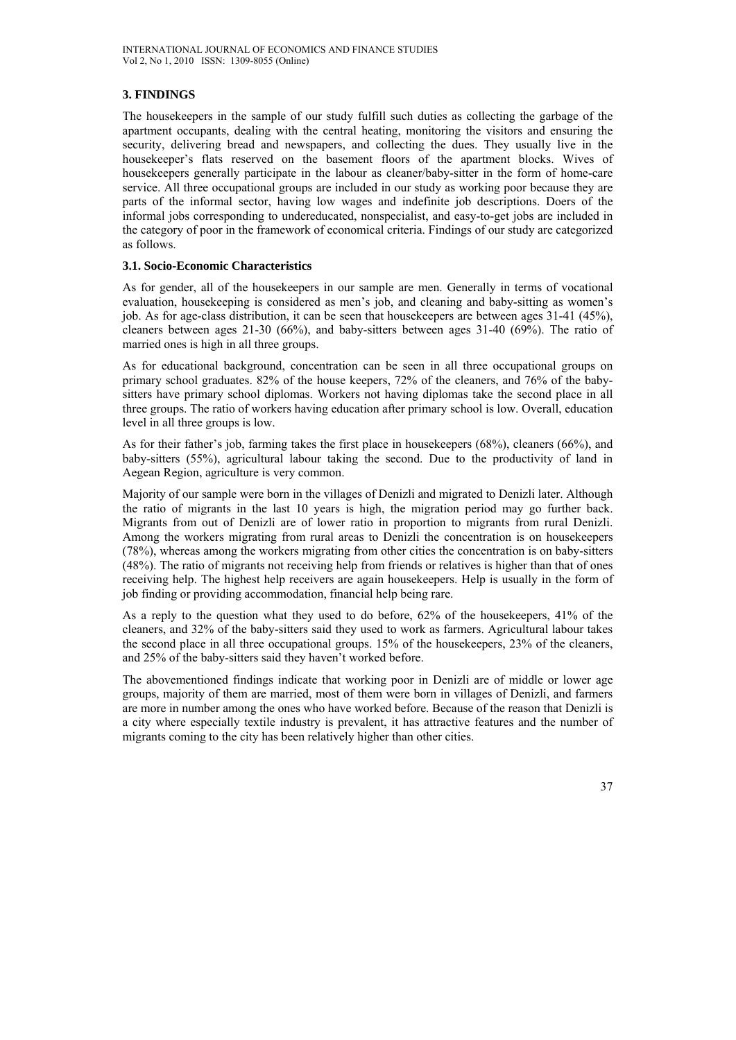## 3. FINDINGS

The housekeepers in the sample of our study fulfill such duties as collecting the garbage of the apartment occupants, dealing with the central heating, monitoring the visitors and ensuring the security, delivering bread and newspapers, and collecting the dues. They usually live in the housekeeper's flats reserved on the basement floors of the apartment blocks. Wives of housekeepers generally participate in the labour as cleaner/baby-sitter in the form of home-care service. All three occupational groups are included in our study as working poor because they are parts of the informal sector, having low wages and indefinite job descriptions. Doers of the informal jobs corresponding to undereducated, nonspecialist, and easy-to-get jobs are included in the category of poor in the framework of economical criteria. Findings of our study are categorized as follows.

### 3.1. Socio-Economic Characteristics

As for gender, all of the housekeepers in our sample are men. Generally in terms of vocational evaluation, housekeeping is considered as men's job, and cleaning and baby-sitting as women's job. As for age-class distribution, it can be seen that housekeepers are between ages 31-41 (45%), cleaners between ages 21-30 (66%), and baby-sitters between ages 31-40 (69%). The ratio of married ones is high in all three groups.

As for educational background, concentration can be seen in all three occupational groups on primary school graduates. 82% of the house keepers, 72% of the cleaners, and 76% of the baby-sitters have primary school diplomas. Workers not having diplomas take the second place in all three groups. The ratio of workers having education after primary school is low. Overall, education level in all three groups is low.

As for their father's job, farming takes the first place in housekeepers (68%), cleaners (66%), and baby-sitters (55%), agricultural labour taking the second. Due to the productivity of land in Aegean Region, agriculture is very common.

Majority of our sample were born in the villages of Denizli and migrated to Denizli later. Although the ratio of migrants in the last 10 years is high, the migration period may go further back. Migrants from out of Denizli are of lower ratio in proportion to migrants from rural Denizli. Among the workers migrating from rural areas to Denizli the concentration is on housekeepers (78%), whereas among the workers migrating from other cities the concentration is on baby-sitters (48%). The ratio of migrants not receiving help from friends or relatives is higher than that of ones receiving help. The highest help receivers are again housekeepers. Help is usually in the form of job finding or providing accommodation, financial help being rare.

As a reply to the question what they used to do before, 62% of the housekeepers, 41% of the cleaners, and 32% of the baby-sitters said they used to work as farmers. Agricultural labour takes the second place in all three occupational groups. 15% of the housekeepers, 23% of the cleaners, and 25% of the baby-sitters said they haven't worked before.

The abovementioned findings indicate that working poor in Denizli are of middle or lower age groups, majority of them are married, most of them were born in villages of Denizli, and farmers are more in number among the ones who have worked before. Because of the reason that Denizli is a city where especially textile industry is prevalent, it has attractive features and the number of migrants coming to the city has been relatively higher than other cities.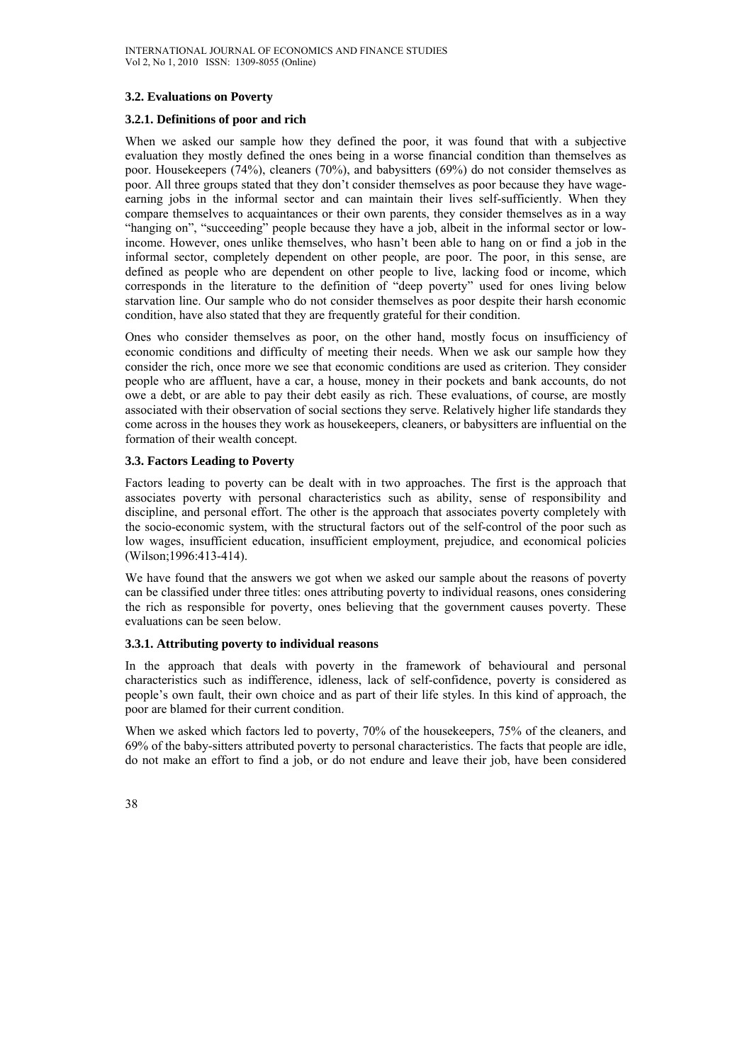### 3.2. Evaluations on Poverty

#### 3.2.1. Definitions of poor and rich

When we asked our sample how they defined the poor, it was found that with a subjective evaluation they mostly defined the ones being in a worse financial condition than themselves as poor. Housekeepers (74%), cleaners (70%), and babysitters (69%) do not consider themselves as poor. All three groups stated that they don't consider themselves as poor because they have wage-earning jobs in the informal sector and can maintain their lives self-sufficiently. When they compare themselves to acquaintances or their own parents, they consider themselves as in a way "hanging on", "succeeding" people because they have a job, albeit in the informal sector or low-income. However, ones unlike themselves, who hasn't been able to hang on or find a job in the informal sector, completely dependent on other people, are poor. The poor, in this sense, are defined as people who are dependent on other people to live, lacking food or income, which corresponds in the literature to the definition of "deep poverty" used for ones living below starvation line. Our sample who do not consider themselves as poor despite their harsh economic condition, have also stated that they are frequently grateful for their condition.

Ones who consider themselves as poor, on the other hand, mostly focus on insufficiency of economic conditions and difficulty of meeting their needs. When we ask our sample how they consider the rich, once more we see that economic conditions are used as criterion. They consider people who are affluent, have a car, a house, money in their pockets and bank accounts, do not owe a debt, or are able to pay their debt easily as rich. These evaluations, of course, are mostly associated with their observation of social sections they serve. Relatively higher life standards they come across in the houses they work as housekeepers, cleaners, or babysitters are influential on the formation of their wealth concept.

### 3.3. Factors Leading to Poverty

Factors leading to poverty can be dealt with in two approaches. The first is the approach that associates poverty with personal characteristics such as ability, sense of responsibility and discipline, and personal effort. The other is the approach that associates poverty completely with the socio-economic system, with the structural factors out of the self-control of the poor such as low wages, insufficient education, insufficient employment, prejudice, and economical policies (Wilson;1996:413-414).

We have found that the answers we got when we asked our sample about the reasons of poverty can be classified under three titles: ones attributing poverty to individual reasons, ones considering the rich as responsible for poverty, ones believing that the government causes poverty. These evaluations can be seen below.

#### 3.3.1. Attributing poverty to individual reasons

In the approach that deals with poverty in the framework of behavioural and personal characteristics such as indifference, idleness, lack of self-confidence, poverty is considered as people's own fault, their own choice and as part of their life styles. In this kind of approach, the poor are blamed for their current condition.

When we asked which factors led to poverty, 70% of the housekeepers, 75% of the cleaners, and 69% of the baby-sitters attributed poverty to personal characteristics. The facts that people are idle, do not make an effort to find a job, or do not endure and leave their job, have been considered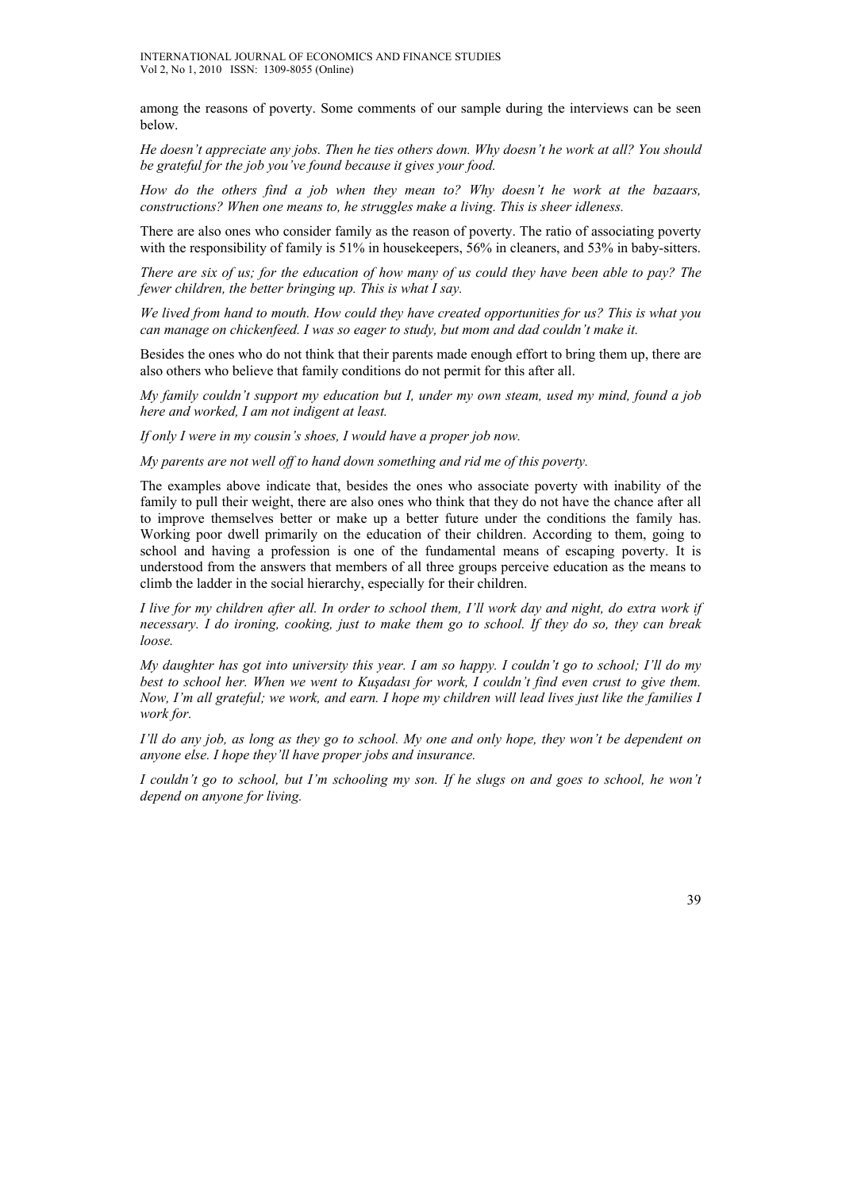among the reasons of poverty. Some comments of our sample during the interviews can be seen below.

*He doesn't appreciate any jobs. Then he ties others down. Why doesn't he work at all? You should be grateful for the job you've found because it gives your food.*

*How do the others find a job when they mean to? Why doesn't he work at the bazaars, constructions? When one means to, he struggles make a living. This is sheer idleness.*

There are also ones who consider family as the reason of poverty. The ratio of associating poverty with the responsibility of family is 51% in housekeepers, 56% in cleaners, and 53% in baby-sitters.

*There are six of us; for the education of how many of us could they have been able to pay? The fewer children, the better bringing up. This is what I say.*

*We lived from hand to mouth. How could they have created opportunities for us? This is what you can manage on chickenfeed. I was so eager to study, but mom and dad couldn't make it.*

Besides the ones who do not think that their parents made enough effort to bring them up, there are also others who believe that family conditions do not permit for this after all.

*My family couldn't support my education but I, under my own steam, used my mind, found a job here and worked, I am not indigent at least.*

*If only I were in my cousin's shoes, I would have a proper job now.*

*My parents are not well off to hand down something and rid me of this poverty.*

The examples above indicate that, besides the ones who associate poverty with inability of the family to pull their weight, there are also ones who think that they do not have the chance after all to improve themselves better or make up a better future under the conditions the family has. Working poor dwell primarily on the education of their children. According to them, going to school and having a profession is one of the fundamental means of escaping poverty. It is understood from the answers that members of all three groups perceive education as the means to climb the ladder in the social hierarchy, especially for their children.

*I live for my children after all. In order to school them, I'll work day and night, do extra work if necessary. I do ironing, cooking, just to make them go to school. If they do so, they can break loose.*

*My daughter has got into university this year. I am so happy. I couldn't go to school; I'll do my best to school her. When we went to Kuşadası for work, I couldn't find even crust to give them. Now, I'm all grateful; we work, and earn. I hope my children will lead lives just like the families I work for.*

*I'll do any job, as long as they go to school. My one and only hope, they won't be dependent on anyone else. I hope they'll have proper jobs and insurance.*

*I couldn't go to school, but I'm schooling my son. If he slugs on and goes to school, he won't depend on anyone for living.*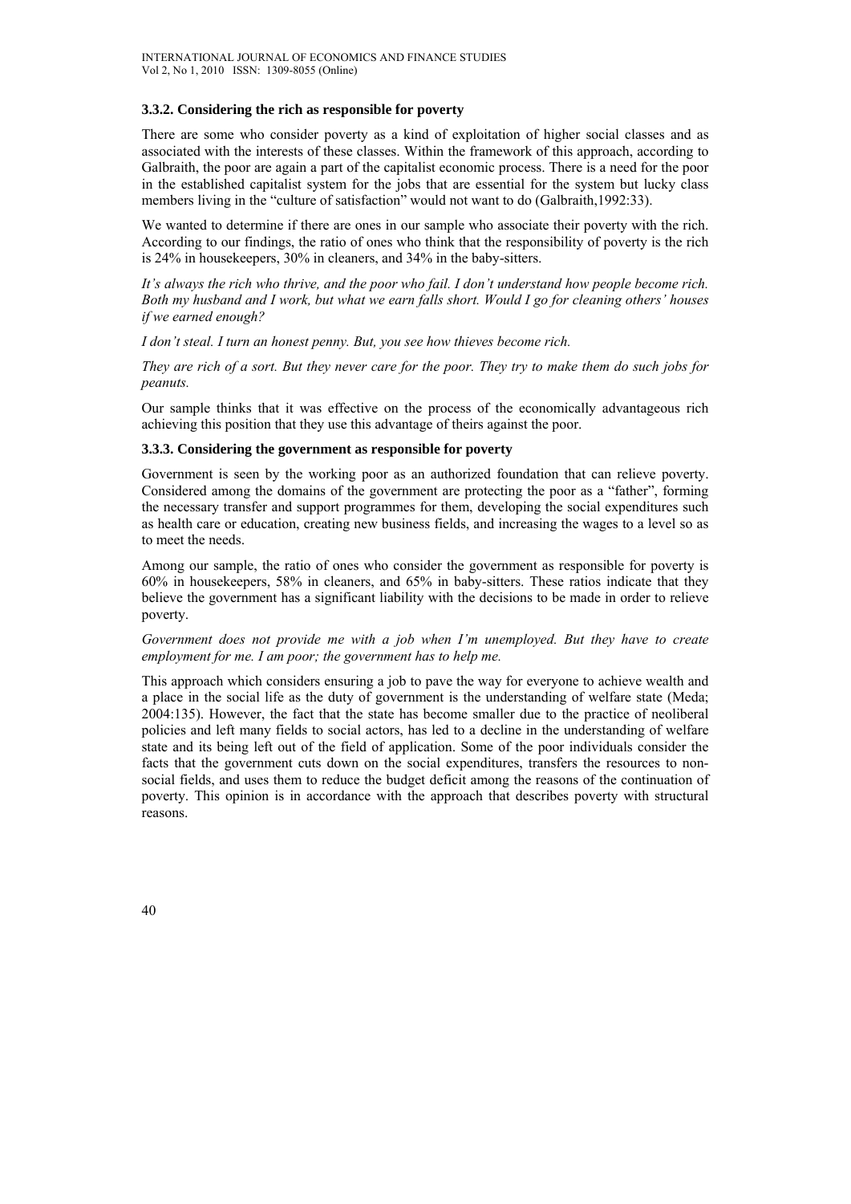### 3.3.2. Considering the rich as responsible for poverty

There are some who consider poverty as a kind of exploitation of higher social classes and as associated with the interests of these classes. Within the framework of this approach, according to Galbraith, the poor are again a part of the capitalist economic process. There is a need for the poor in the established capitalist system for the jobs that are essential for the system but lucky class members living in the "culture of satisfaction" would not want to do (Galbraith,1992:33).

We wanted to determine if there are ones in our sample who associate their poverty with the rich. According to our findings, the ratio of ones who think that the responsibility of poverty is the rich is 24% in housekeepers, 30% in cleaners, and 34% in the baby-sitters.

*It's always the rich who thrive, and the poor who fail. I don't understand how people become rich. Both my husband and I work, but what we earn falls short. Would I go for cleaning others' houses if we earned enough?*

*I don't steal. I turn an honest penny. But, you see how thieves become rich.*

*They are rich of a sort. But they never care for the poor. They try to make them do such jobs for peanuts.*

Our sample thinks that it was effective on the process of the economically advantageous rich achieving this position that they use this advantage of theirs against the poor.

### 3.3.3. Considering the government as responsible for poverty

Government is seen by the working poor as an authorized foundation that can relieve poverty. Considered among the domains of the government are protecting the poor as a "father", forming the necessary transfer and support programmes for them, developing the social expenditures such as health care or education, creating new business fields, and increasing the wages to a level so as to meet the needs.

Among our sample, the ratio of ones who consider the government as responsible for poverty is 60% in housekeepers, 58% in cleaners, and 65% in baby-sitters. These ratios indicate that they believe the government has a significant liability with the decisions to be made in order to relieve poverty.

*Government does not provide me with a job when I'm unemployed. But they have to create employment for me. I am poor; the government has to help me.*

This approach which considers ensuring a job to pave the way for everyone to achieve wealth and a place in the social life as the duty of government is the understanding of welfare state (Meda; 2004:135). However, the fact that the state has become smaller due to the practice of neoliberal policies and left many fields to social actors, has led to a decline in the understanding of welfare state and its being left out of the field of application. Some of the poor individuals consider the facts that the government cuts down on the social expenditures, transfers the resources to non-social fields, and uses them to reduce the budget deficit among the reasons of the continuation of poverty. This opinion is in accordance with the approach that describes poverty with structural reasons.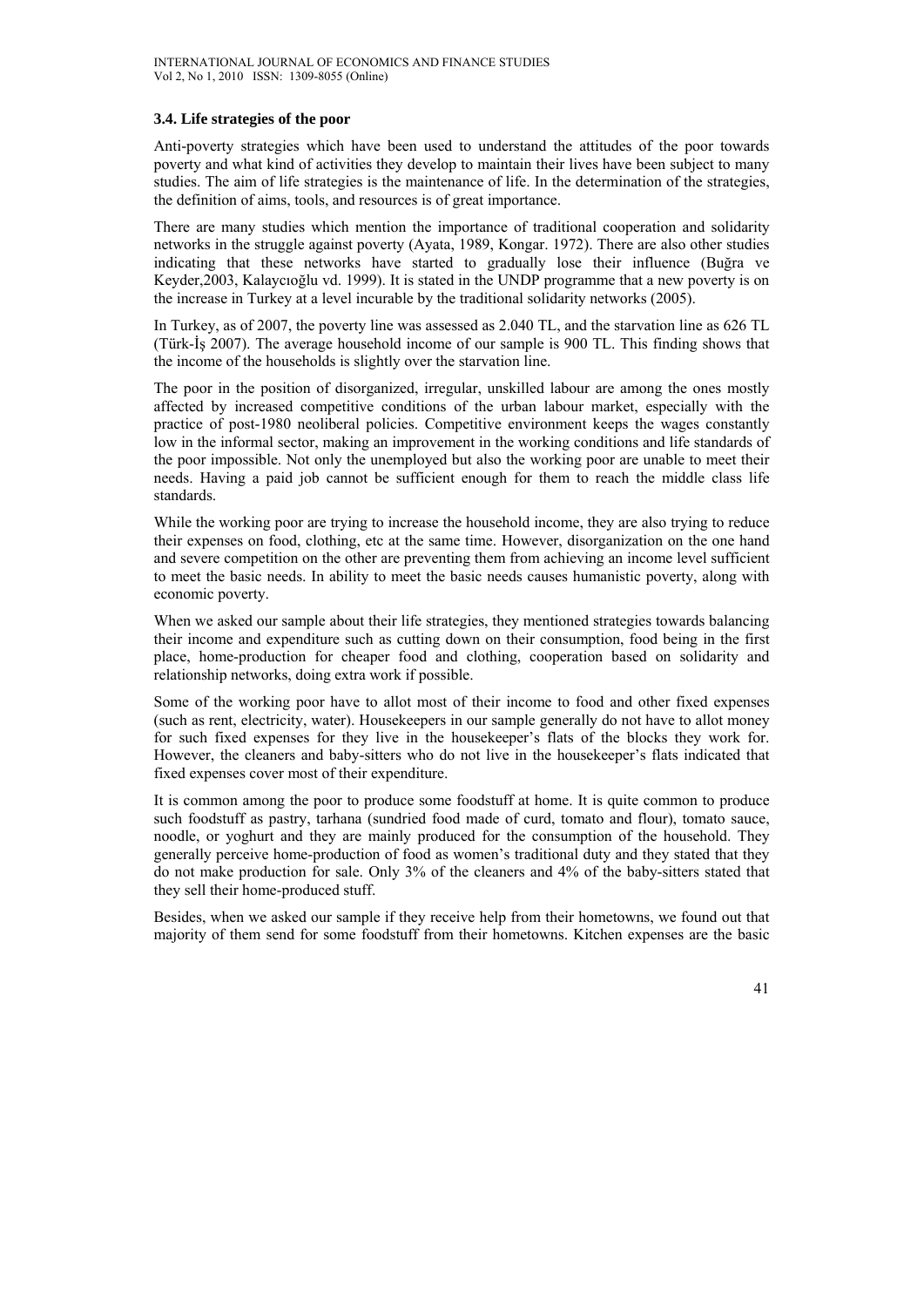### 3.4. Life strategies of the poor

Anti-poverty strategies which have been used to understand the attitudes of the poor towards poverty and what kind of activities they develop to maintain their lives have been subject to many studies. The aim of life strategies is the maintenance of life. In the determination of the strategies, the definition of aims, tools, and resources is of great importance.

There are many studies which mention the importance of traditional cooperation and solidarity networks in the struggle against poverty (Ayata, 1989, Kongar. 1972). There are also other studies indicating that these networks have started to gradually lose their influence (Buğra ve Keyder,2003, Kalaycıoğlu vd. 1999). It is stated in the UNDP programme that a new poverty is on the increase in Turkey at a level incurable by the traditional solidarity networks (2005).

In Turkey, as of 2007, the poverty line was assessed as 2.040 TL, and the starvation line as 626 TL (Türk-İş 2007). The average household income of our sample is 900 TL. This finding shows that the income of the households is slightly over the starvation line.

The poor in the position of disorganized, irregular, unskilled labour are among the ones mostly affected by increased competitive conditions of the urban labour market, especially with the practice of post-1980 neoliberal policies. Competitive environment keeps the wages constantly low in the informal sector, making an improvement in the working conditions and life standards of the poor impossible. Not only the unemployed but also the working poor are unable to meet their needs. Having a paid job cannot be sufficient enough for them to reach the middle class life standards.

While the working poor are trying to increase the household income, they are also trying to reduce their expenses on food, clothing, etc at the same time. However, disorganization on the one hand and severe competition on the other are preventing them from achieving an income level sufficient to meet the basic needs. In ability to meet the basic needs causes humanistic poverty, along with economic poverty.

When we asked our sample about their life strategies, they mentioned strategies towards balancing their income and expenditure such as cutting down on their consumption, food being in the first place, home-production for cheaper food and clothing, cooperation based on solidarity and relationship networks, doing extra work if possible.

Some of the working poor have to allot most of their income to food and other fixed expenses (such as rent, electricity, water). Housekeepers in our sample generally do not have to allot money for such fixed expenses for they live in the housekeeper's flats of the blocks they work for. However, the cleaners and baby-sitters who do not live in the housekeeper's flats indicated that fixed expenses cover most of their expenditure.

It is common among the poor to produce some foodstuff at home. It is quite common to produce such foodstuff as pastry, tarhana (sundried food made of curd, tomato and flour), tomato sauce, noodle, or yoghurt and they are mainly produced for the consumption of the household. They generally perceive home-production of food as women's traditional duty and they stated that they do not make production for sale. Only 3% of the cleaners and 4% of the baby-sitters stated that they sell their home-produced stuff.

Besides, when we asked our sample if they receive help from their hometowns, we found out that majority of them send for some foodstuff from their hometowns. Kitchen expenses are the basic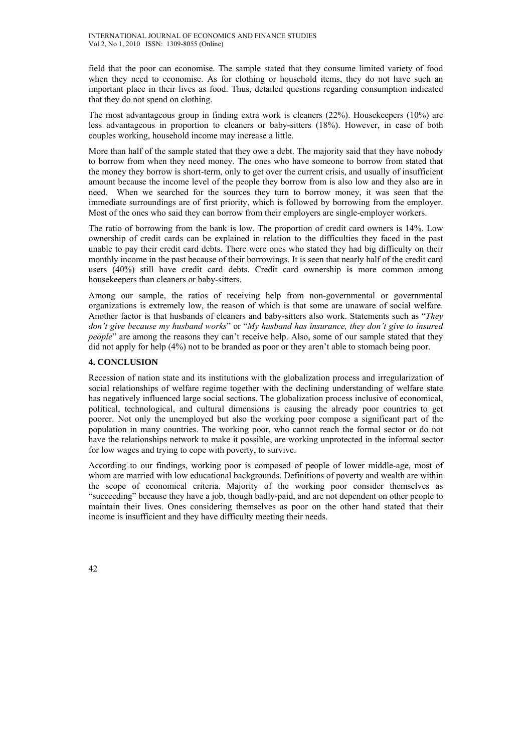field that the poor can economise. The sample stated that they consume limited variety of food when they need to economise. As for clothing or household items, they do not have such an important place in their lives as food. Thus, detailed questions regarding consumption indicated that they do not spend on clothing.

The most advantageous group in finding extra work is cleaners (22%). Housekeepers (10%) are less advantageous in proportion to cleaners or baby-sitters (18%). However, in case of both couples working, household income may increase a little.

More than half of the sample stated that they owe a debt. The majority said that they have nobody to borrow from when they need money. The ones who have someone to borrow from stated that the money they borrow is short-term, only to get over the current crisis, and usually of insufficient amount because the income level of the people they borrow from is also low and they also are in need. When we searched for the sources they turn to borrow money, it was seen that the immediate surroundings are of first priority, which is followed by borrowing from the employer. Most of the ones who said they can borrow from their employers are single-employer workers.

The ratio of borrowing from the bank is low. The proportion of credit card owners is 14%. Low ownership of credit cards can be explained in relation to the difficulties they faced in the past unable to pay their credit card debts. There were ones who stated they had big difficulty on their monthly income in the past because of their borrowings. It is seen that nearly half of the credit card users (40%) still have credit card debts. Credit card ownership is more common among housekeepers than cleaners or baby-sitters.

Among our sample, the ratios of receiving help from non-governmental or governmental organizations is extremely low, the reason of which is that some are unaware of social welfare. Another factor is that husbands of cleaners and baby-sitters also work. Statements such as "*They don't give because my husband works*" or "*My husband has insurance, they don't give to insured people*" are among the reasons they can't receive help. Also, some of our sample stated that they did not apply for help (4%) not to be branded as poor or they aren't able to stomach being poor.

## 4. CONCLUSION

Recession of nation state and its institutions with the globalization process and irregularization of social relationships of welfare regime together with the declining understanding of welfare state has negatively influenced large social sections. The globalization process inclusive of economical, political, technological, and cultural dimensions is causing the already poor countries to get poorer. Not only the unemployed but also the working poor compose a significant part of the population in many countries. The working poor, who cannot reach the formal sector or do not have the relationships network to make it possible, are working unprotected in the informal sector for low wages and trying to cope with poverty, to survive.

According to our findings, working poor is composed of people of lower middle-age, most of whom are married with low educational backgrounds. Definitions of poverty and wealth are within the scope of economical criteria. Majority of the working poor consider themselves as "succeeding" because they have a job, though badly-paid, and are not dependent on other people to maintain their lives. Ones considering themselves as poor on the other hand stated that their income is insufficient and they have difficulty meeting their needs.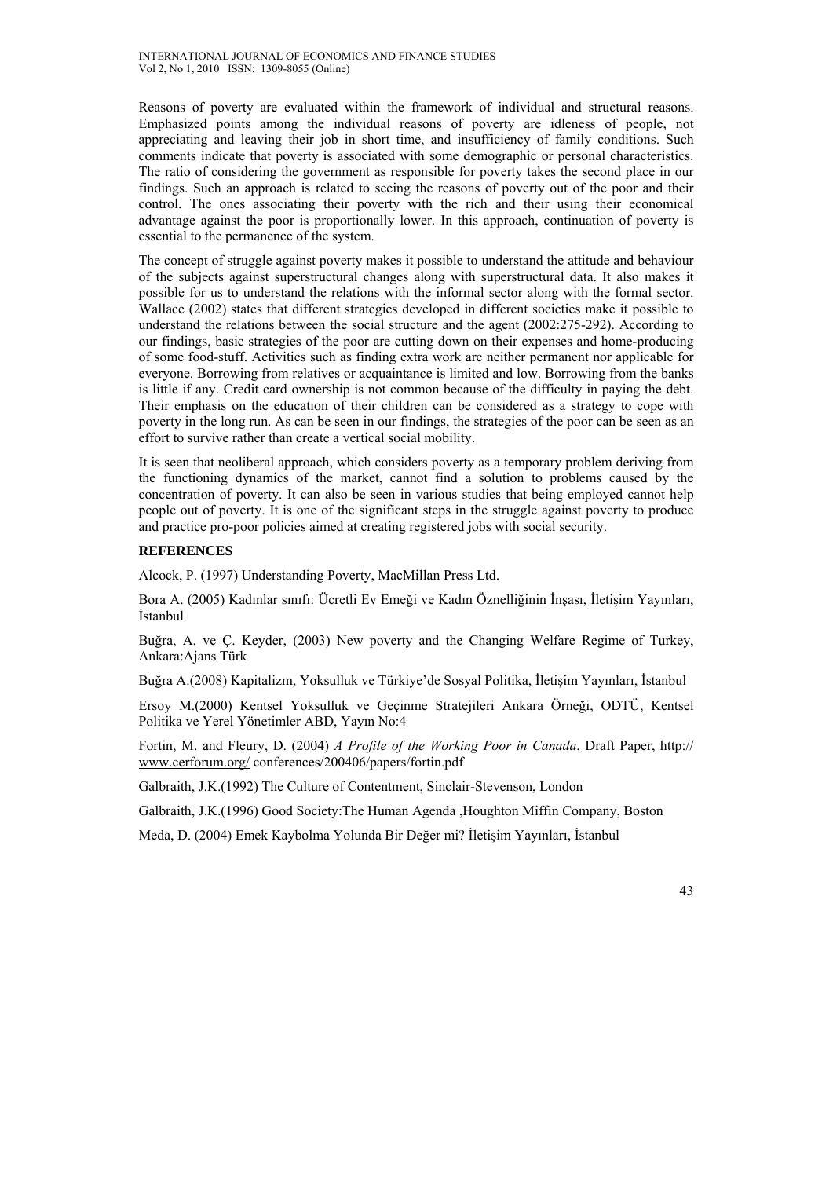Reasons of poverty are evaluated within the framework of individual and structural reasons. Emphasized points among the individual reasons of poverty are idleness of people, not appreciating and leaving their job in short time, and insufficiency of family conditions. Such comments indicate that poverty is associated with some demographic or personal characteristics. The ratio of considering the government as responsible for poverty takes the second place in our findings. Such an approach is related to seeing the reasons of poverty out of the poor and their control. The ones associating their poverty with the rich and their using their economical advantage against the poor is proportionally lower. In this approach, continuation of poverty is essential to the permanence of the system.

The concept of struggle against poverty makes it possible to understand the attitude and behaviour of the subjects against superstructural changes along with superstructural data. It also makes it possible for us to understand the relations with the informal sector along with the formal sector. Wallace (2002) states that different strategies developed in different societies make it possible to understand the relations between the social structure and the agent (2002:275-292). According to our findings, basic strategies of the poor are cutting down on their expenses and home-producing of some food-stuff. Activities such as finding extra work are neither permanent nor applicable for everyone. Borrowing from relatives or acquaintance is limited and low. Borrowing from the banks is little if any. Credit card ownership is not common because of the difficulty in paying the debt. Their emphasis on the education of their children can be considered as a strategy to cope with poverty in the long run. As can be seen in our findings, the strategies of the poor can be seen as an effort to survive rather than create a vertical social mobility.

It is seen that neoliberal approach, which considers poverty as a temporary problem deriving from the functioning dynamics of the market, cannot find a solution to problems caused by the concentration of poverty. It can also be seen in various studies that being employed cannot help people out of poverty. It is one of the significant steps in the struggle against poverty to produce and practice pro-poor policies aimed at creating registered jobs with social security.

## REFERENCES

Alcock, P. (1997) Understanding Poverty, MacMillan Press Ltd.

Bora A. (2005) Kadınlar sınıfı: Ücretli Ev Emeği ve Kadın Öznelliğinin İnşası, İletişim Yayınları, İstanbul

Buğra, A. ve Ç. Keyder, (2003) New poverty and the Changing Welfare Regime of Turkey, Ankara:Ajans Türk

Buğra A.(2008) Kapitalizm, Yoksulluk ve Türkiye'de Sosyal Politika, İletişim Yayınları, İstanbul

Ersoy M.(2000) Kentsel Yoksulluk ve Geçinme Stratejileri Ankara Örneği, ODTÜ, Kentsel Politika ve Yerel Yönetimler ABD, Yayın No:4

Fortin, M. and Fleury, D. (2004) *A Profile of the Working Poor in Canada*, Draft Paper, http:// www.cerforum.org/ conferences/200406/papers/fortin.pdf

Galbraith, J.K.(1992) The Culture of Contentment, Sinclair-Stevenson, London

Galbraith, J.K.(1996) Good Society:The Human Agenda ,Houghton Miffin Company, Boston

Meda, D. (2004) Emek Kaybolma Yolunda Bir Değer mi? İletişim Yayınları, İstanbul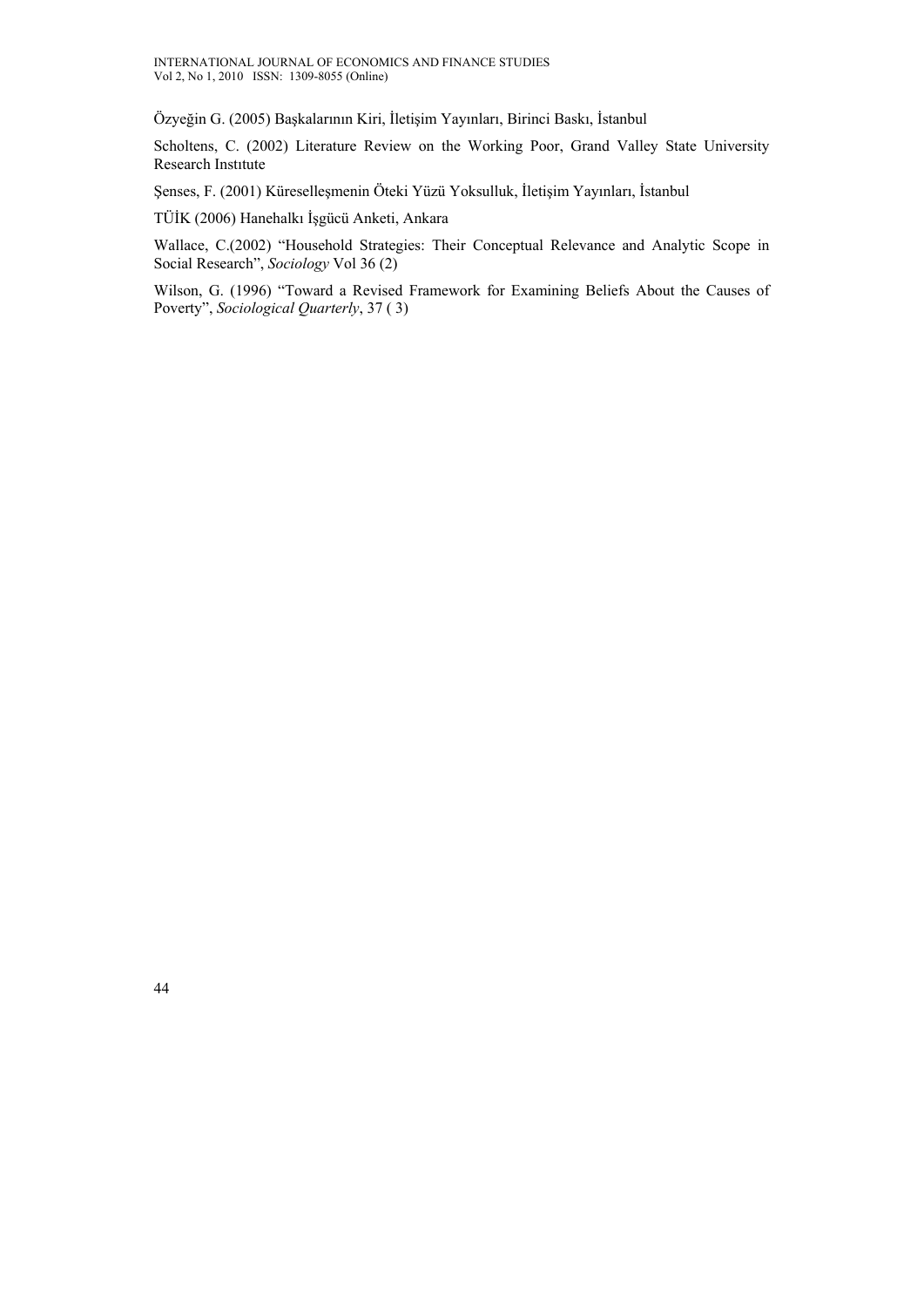Özyeğin G. (2005) Başkalarının Kiri, İletişim Yayınları, Birinci Baskı, İstanbul

Scholtens, C. (2002) Literature Review on the Working Poor, Grand Valley State University Research Instıtute

Şenses, F. (2001) Küreselleşmenin Öteki Yüzü Yoksulluk, İletişim Yayınları, İstanbul

TÜİK (2006) Hanehalkı İşgücü Anketi, Ankara

Wallace, C.(2002) "Household Strategies: Their Conceptual Relevance and Analytic Scope in Social Research", *Sociology* Vol 36 (2)

Wilson, G. (1996) "Toward a Revised Framework for Examining Beliefs About the Causes of Poverty", *Sociological Quarterly*, 37 ( 3)